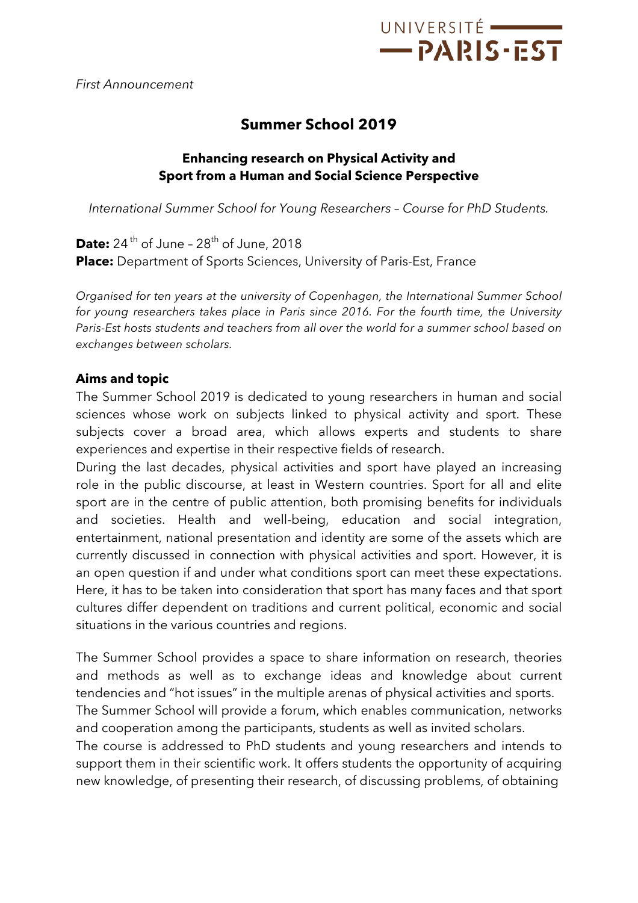UNIVERSITÉ PARIS-EST

*First Announcement*

# Summer School 2019

## Enhancing research on Physical Activity and Sport from a Human and Social Science Perspective

*International Summer School for Young Researchers – Course for PhD Students.*

**Date:** 24[th] of June – 28[th] of June, 2018
**Place:** Department of Sports Sciences, University of Paris-Est, France

*Organised for ten years at the university of Copenhagen, the International Summer School for young researchers takes place in Paris since 2016. For the fourth time, the University Paris-Est hosts students and teachers from all over the world for a summer school based on exchanges between scholars.*

### Aims and topic

The Summer School 2019 is dedicated to young researchers in human and social sciences whose work on subjects linked to physical activity and sport. These subjects cover a broad area, which allows experts and students to share experiences and expertise in their respective fields of research.
During the last decades, physical activities and sport have played an increasing role in the public discourse, at least in Western countries. Sport for all and elite sport are in the centre of public attention, both promising benefits for individuals and societies. Health and well-being, education and social integration, entertainment, national presentation and identity are some of the assets which are currently discussed in connection with physical activities and sport. However, it is an open question if and under what conditions sport can meet these expectations. Here, it has to be taken into consideration that sport has many faces and that sport cultures differ dependent on traditions and current political, economic and social situations in the various countries and regions.

The Summer School provides a space to share information on research, theories and methods as well as to exchange ideas and knowledge about current tendencies and "hot issues" in the multiple arenas of physical activities and sports.
The Summer School will provide a forum, which enables communication, networks and cooperation among the participants, students as well as invited scholars.
The course is addressed to PhD students and young researchers and intends to support them in their scientific work. It offers students the opportunity of acquiring new knowledge, of presenting their research, of discussing problems, of obtaining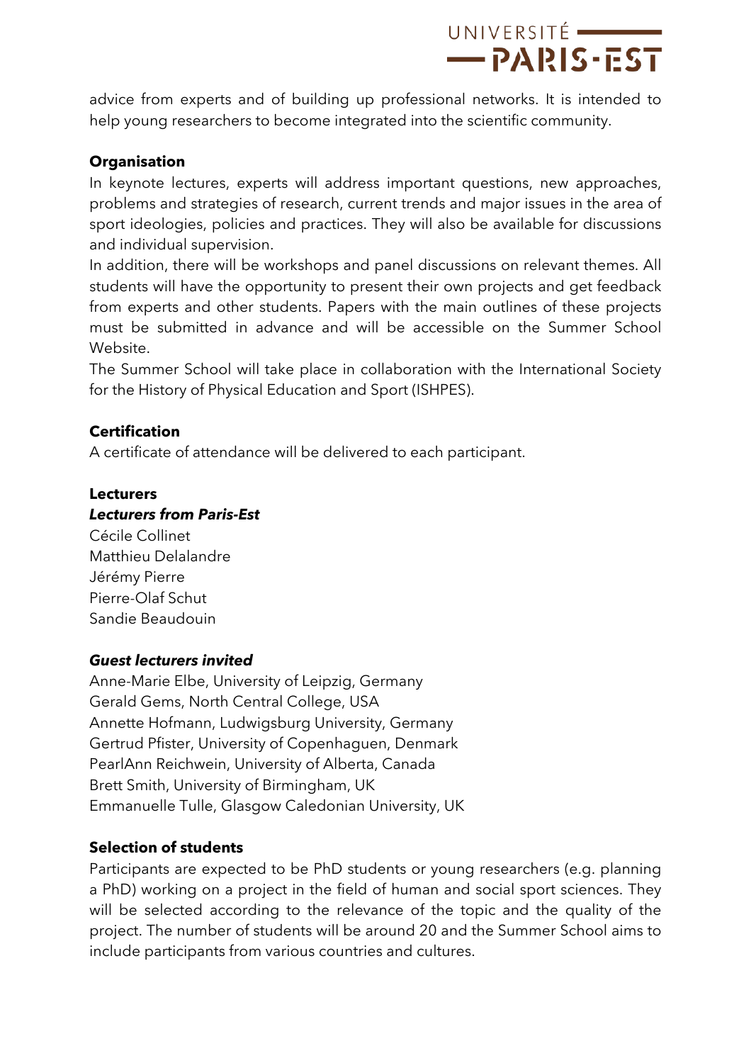advice from experts and of building up professional networks. It is intended to help young researchers to become integrated into the scientific community.

**Organisation**

In keynote lectures, experts will address important questions, new approaches, problems and strategies of research, current trends and major issues in the area of sport ideologies, policies and practices. They will also be available for discussions and individual supervision.

In addition, there will be workshops and panel discussions on relevant themes. All students will have the opportunity to present their own projects and get feedback from experts and other students. Papers with the main outlines of these projects must be submitted in advance and will be accessible on the Summer School Website.

The Summer School will take place in collaboration with the International Society for the History of Physical Education and Sport (ISHPES).

**Certification**

A certificate of attendance will be delivered to each participant.

**Lecturers**

***Lecturers from Paris-Est***

Cécile Collinet
Matthieu Delalandre
Jérémy Pierre
Pierre-Olaf Schut
Sandie Beaudouin

***Guest lecturers invited***

Anne-Marie Elbe, University of Leipzig, Germany
Gerald Gems, North Central College, USA
Annette Hofmann, Ludwigsburg University, Germany
Gertrud Pfister, University of Copenhaguen, Denmark
PearlAnn Reichwein, University of Alberta, Canada
Brett Smith, University of Birmingham, UK
Emmanuelle Tulle, Glasgow Caledonian University, UK

**Selection of students**

Participants are expected to be PhD students or young researchers (e.g. planning a PhD) working on a project in the field of human and social sport sciences. They will be selected according to the relevance of the topic and the quality of the project. The number of students will be around 20 and the Summer School aims to include participants from various countries and cultures.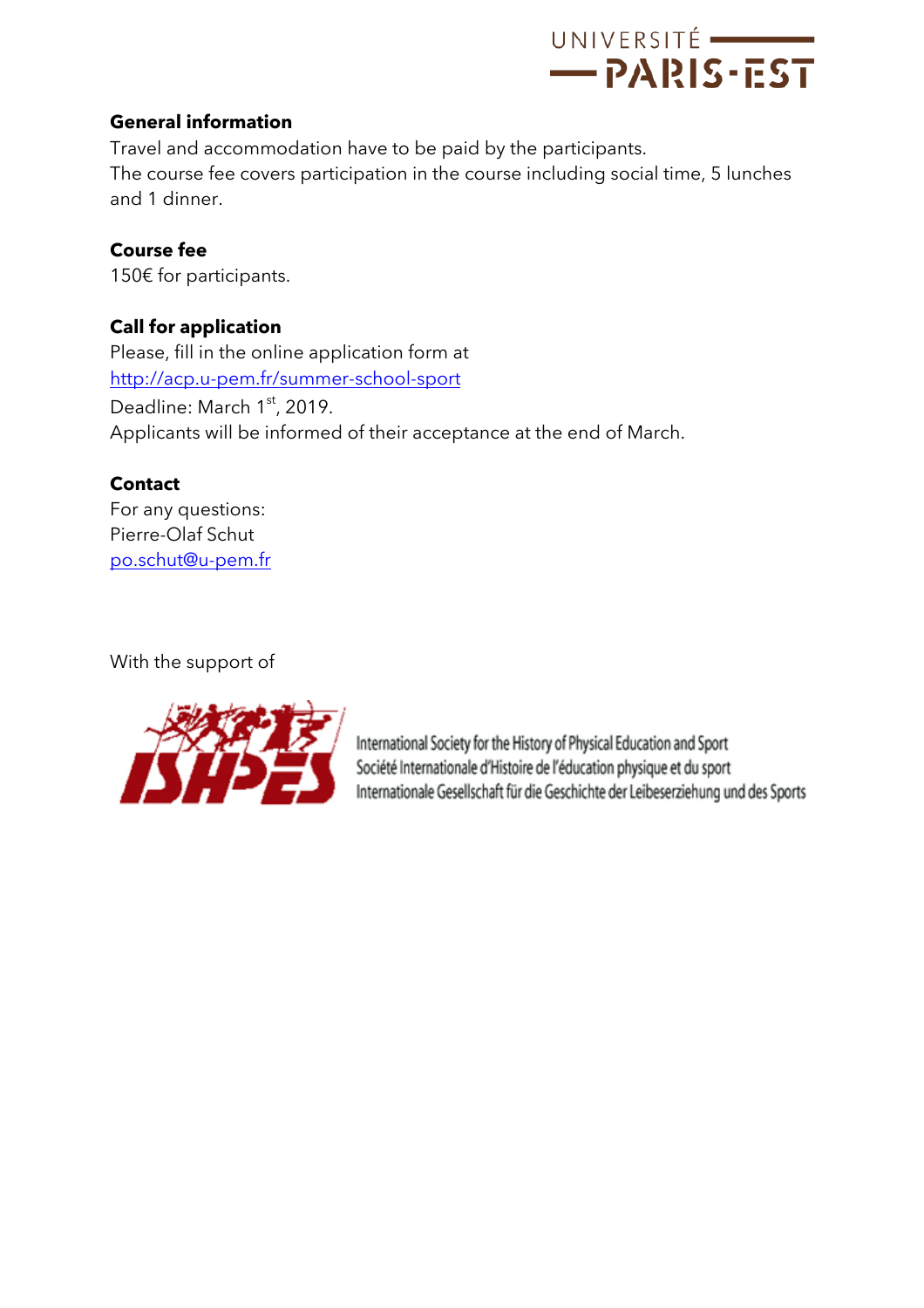**General information**

Travel and accommodation have to be paid by the participants.
The course fee covers participation in the course including social time, 5 lunches and 1 dinner.

**Course fee**

150€ for participants.

**Call for application**

Please, fill in the online application form at
http://acp.u-pem.fr/summer-school-sport
Deadline: March 1st, 2019.
Applicants will be informed of their acceptance at the end of March.

**Contact**

For any questions:
Pierre-Olaf Schut
po.schut@u-pem.fr

With the support of

International Society for the History of Physical Education and Sport
Société Internationale d'Histoire de l'éducation physique et du sport
Internationale Gesellschaft für die Geschichte der Leibeserziehung und des Sports